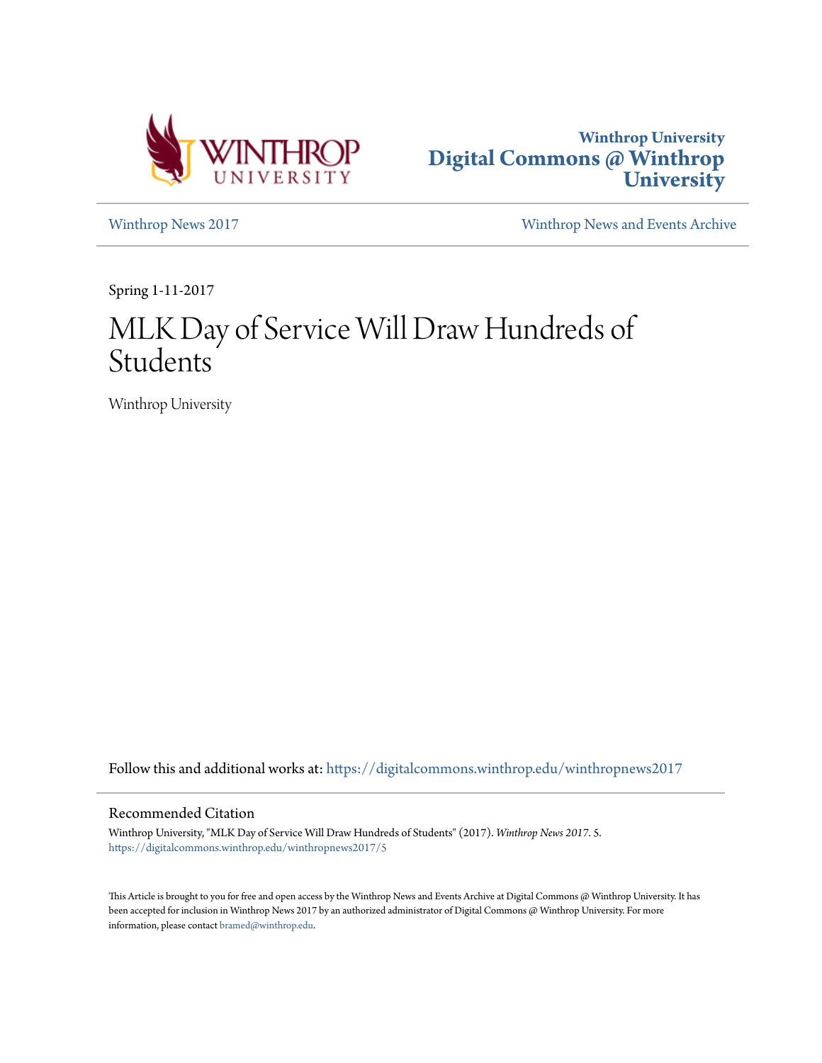Winthrop University
Digital Commons @ Winthrop University

Winthrop News 2017 | Winthrop News and Events Archive

Spring 1-11-2017

# MLK Day of Service Will Draw Hundreds of Students

Winthrop University

Follow this and additional works at: https://digitalcommons.winthrop.edu/winthropnews2017

## Recommended Citation

Winthrop University, "MLK Day of Service Will Draw Hundreds of Students" (2017). *Winthrop News 2017*. 5.
https://digitalcommons.winthrop.edu/winthropnews2017/5

This Article is brought to you for free and open access by the Winthrop News and Events Archive at Digital Commons @ Winthrop University. It has been accepted for inclusion in Winthrop News 2017 by an authorized administrator of Digital Commons @ Winthrop University. For more information, please contact bramed@winthrop.edu.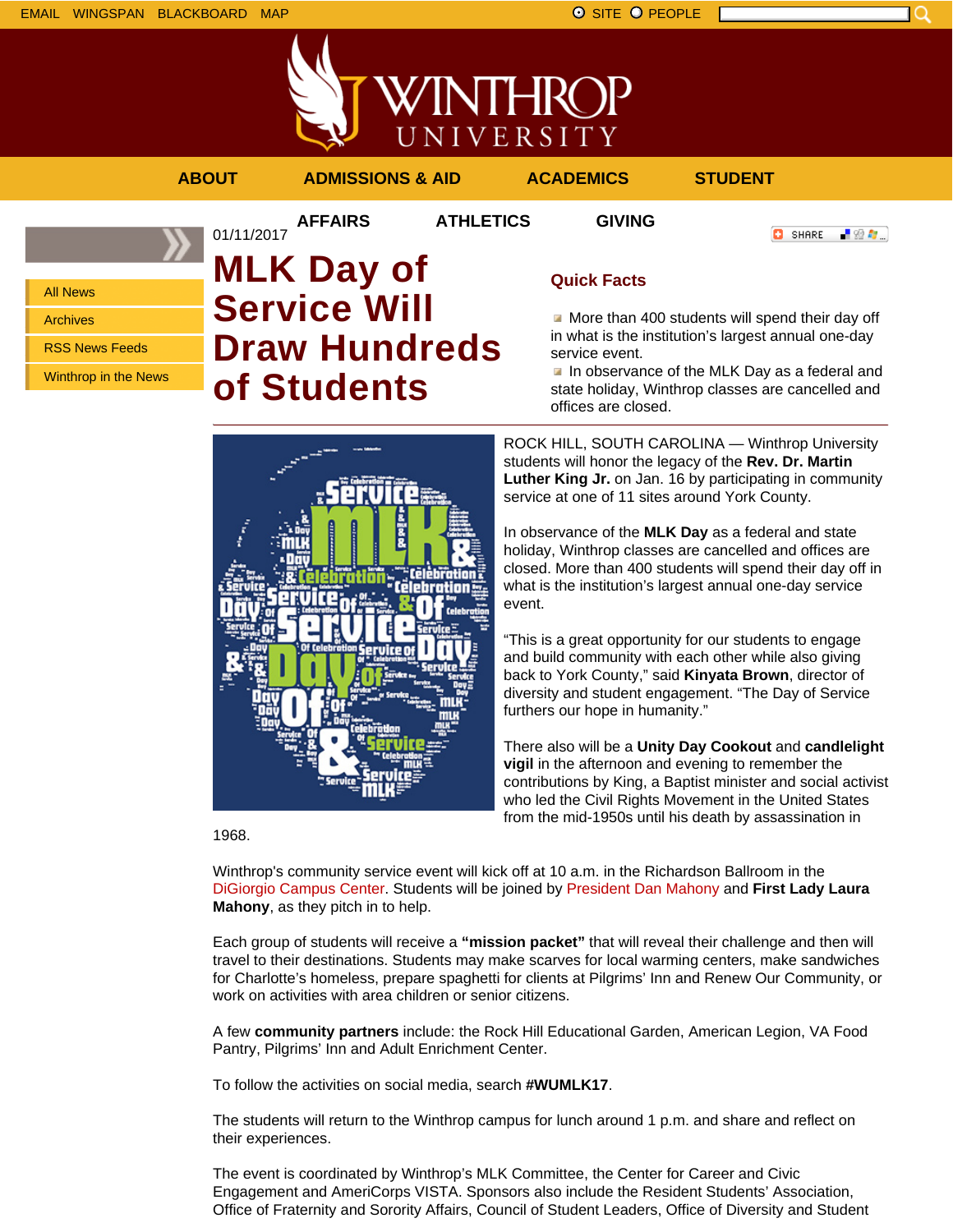01/11/2017

# MLK Day of Service Will Draw Hundreds of Students

### Quick Facts

- More than 400 students will spend their day off in what is the institution's largest annual one-day service event.
- In observance of the MLK Day as a federal and state holiday, Winthrop classes are cancelled and offices are closed.

ROCK HILL, SOUTH CAROLINA — Winthrop University students will honor the legacy of the **Rev. Dr. Martin Luther King Jr.** on Jan. 16 by participating in community service at one of 11 sites around York County.

In observance of the **MLK Day** as a federal and state holiday, Winthrop classes are cancelled and offices are closed. More than 400 students will spend their day off in what is the institution's largest annual one-day service event.

"This is a great opportunity for our students to engage and build community with each other while also giving back to York County," said **Kinyata Brown**, director of diversity and student engagement. "The Day of Service furthers our hope in humanity."

There also will be a **Unity Day Cookout** and **candlelight vigil** in the afternoon and evening to remember the contributions by King, a Baptist minister and social activist who led the Civil Rights Movement in the United States from the mid-1950s until his death by assassination in 1968.

Winthrop's community service event will kick off at 10 a.m. in the Richardson Ballroom in the DiGiorgio Campus Center. Students will be joined by President Dan Mahony and **First Lady Laura Mahony**, as they pitch in to help.

Each group of students will receive a **"mission packet"** that will reveal their challenge and then will travel to their destinations. Students may make scarves for local warming centers, make sandwiches for Charlotte's homeless, prepare spaghetti for clients at Pilgrims' Inn and Renew Our Community, or work on activities with area children or senior citizens.

A few **community partners** include: the Rock Hill Educational Garden, American Legion, VA Food Pantry, Pilgrims' Inn and Adult Enrichment Center.

To follow the activities on social media, search **#WUMLK17**.

The students will return to the Winthrop campus for lunch around 1 p.m. and share and reflect on their experiences.

The event is coordinated by Winthrop's MLK Committee, the Center for Career and Civic Engagement and AmeriCorps VISTA. Sponsors also include the Resident Students' Association, Office of Fraternity and Sorority Affairs, Council of Student Leaders, Office of Diversity and Student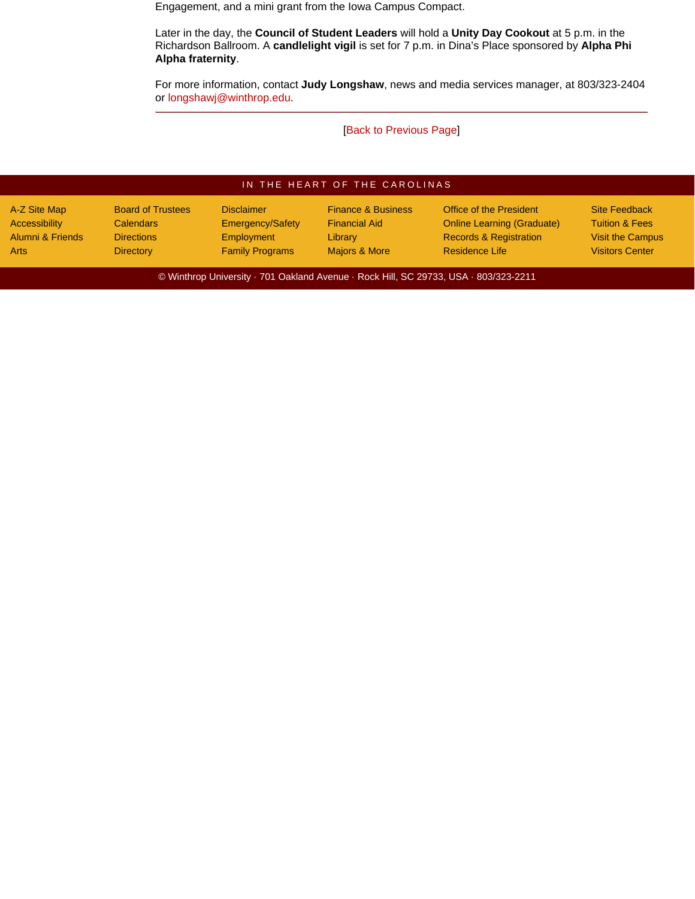Engagement, and a mini grant from the Iowa Campus Compact.

Later in the day, the **Council of Student Leaders** will hold a **Unity Day Cookout** at 5 p.m. in the Richardson Ballroom. A **candlelight vigil** is set for 7 p.m. in Dina's Place sponsored by **Alpha Phi Alpha fraternity**.

For more information, contact **Judy Longshaw**, news and media services manager, at 803/323-2404 or longshawj@winthrop.edu.

---

[Back to Previous Page]

IN THE HEART OF THE CAROLINAS

A-Z Site Map
Accessibility
Alumni & Friends
Arts
Board of Trustees
Calendars
Directions
Directory
Disclaimer
Emergency/Safety
Employment
Family Programs
Finance & Business
Financial Aid
Library
Majors & More
Office of the President
Online Learning (Graduate)
Records & Registration
Residence Life
Site Feedback
Tuition & Fees
Visit the Campus
Visitors Center

© Winthrop University · 701 Oakland Avenue · Rock Hill, SC 29733, USA · 803/323-2211